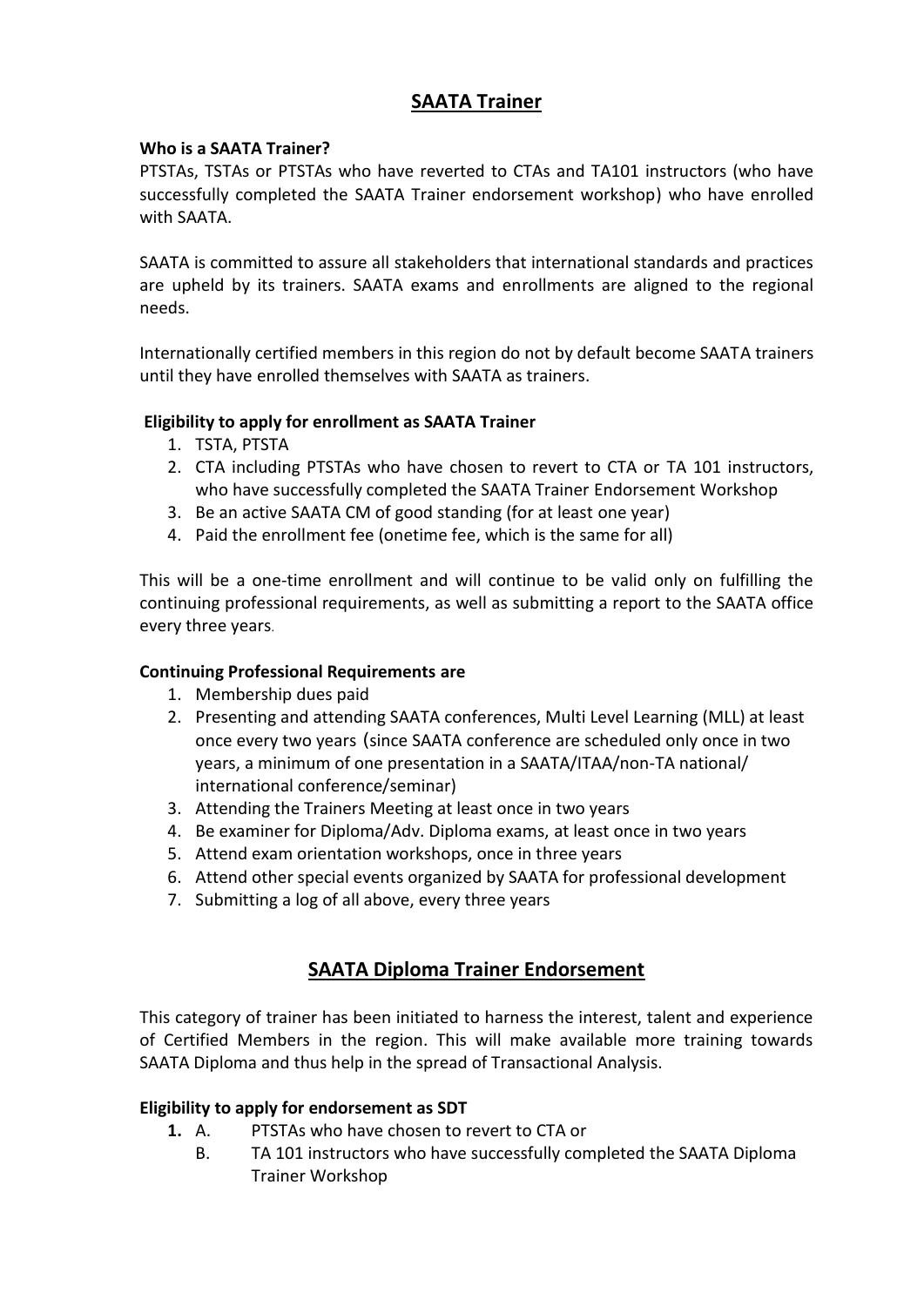## SAATA Trainer

**Who is a SAATA Trainer?**

PTSTAs, TSTAs or PTSTAs who have reverted to CTAs and TA101 instructors (who have successfully completed the SAATA Trainer endorsement workshop) who have enrolled with SAATA.

SAATA is committed to assure all stakeholders that international standards and practices are upheld by its trainers. SAATA exams and enrollments are aligned to the regional needs.

Internationally certified members in this region do not by default become SAATA trainers until they have enrolled themselves with SAATA as trainers.

**Eligibility to apply for enrollment as SAATA Trainer**

1. TSTA, PTSTA
2. CTA including PTSTAs who have chosen to revert to CTA or TA 101 instructors, who have successfully completed the SAATA Trainer Endorsement Workshop
3. Be an active SAATA CM of good standing (for at least one year)
4. Paid the enrollment fee (onetime fee, which is the same for all)

This will be a one-time enrollment and will continue to be valid only on fulfilling the continuing professional requirements, as well as submitting a report to the SAATA office every three years.

**Continuing Professional Requirements are**

1. Membership dues paid
2. Presenting and attending SAATA conferences, Multi Level Learning (MLL) at least once every two years (since SAATA conference are scheduled only once in two years, a minimum of one presentation in a SAATA/ITAA/non-TA national/ international conference/seminar)
3. Attending the Trainers Meeting at least once in two years
4. Be examiner for Diploma/Adv. Diploma exams, at least once in two years
5. Attend exam orientation workshops, once in three years
6. Attend other special events organized by SAATA for professional development
7. Submitting a log of all above, every three years

## SAATA Diploma Trainer Endorsement

This category of trainer has been initiated to harness the interest, talent and experience of Certified Members in the region. This will make available more training towards SAATA Diploma and thus help in the spread of Transactional Analysis.

**Eligibility to apply for endorsement as SDT**

1. A. PTSTAs who have chosen to revert to CTA or
   B. TA 101 instructors who have successfully completed the SAATA Diploma Trainer Workshop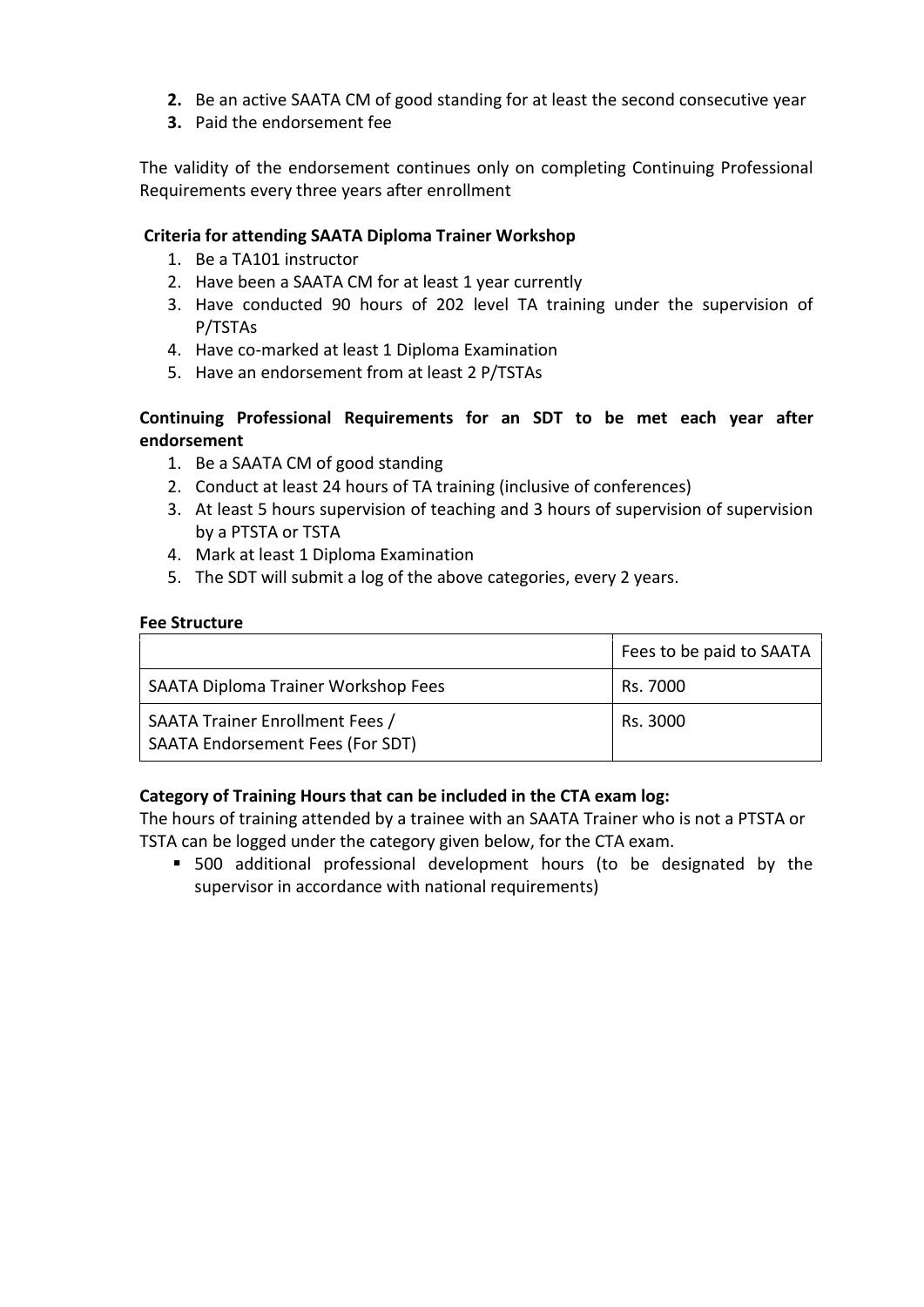2. Be an active SAATA CM of good standing for at least the second consecutive year
3. Paid the endorsement fee

The validity of the endorsement continues only on completing Continuing Professional Requirements every three years after enrollment

**Criteria for attending SAATA Diploma Trainer Workshop**

1. Be a TA101 instructor
2. Have been a SAATA CM for at least 1 year currently
3. Have conducted 90 hours of 202 level TA training under the supervision of P/TSTAs
4. Have co-marked at least 1 Diploma Examination
5. Have an endorsement from at least 2 P/TSTAs

**Continuing Professional Requirements for an SDT to be met each year after endorsement**

1. Be a SAATA CM of good standing
2. Conduct at least 24 hours of TA training (inclusive of conferences)
3. At least 5 hours supervision of teaching and 3 hours of supervision of supervision by a PTSTA or TSTA
4. Mark at least 1 Diploma Examination
5. The SDT will submit a log of the above categories, every 2 years.

**Fee Structure**

| | Fees to be paid to SAATA |
|---|---|
| SAATA Diploma Trainer Workshop Fees | Rs. 7000 |
| SAATA Trainer Enrollment Fees / SAATA Endorsement Fees (For SDT) | Rs. 3000 |

**Category of Training Hours that can be included in the CTA exam log:**

The hours of training attended by a trainee with an SAATA Trainer who is not a PTSTA or TSTA can be logged under the category given below, for the CTA exam.

- 500 additional professional development hours (to be designated by the supervisor in accordance with national requirements)